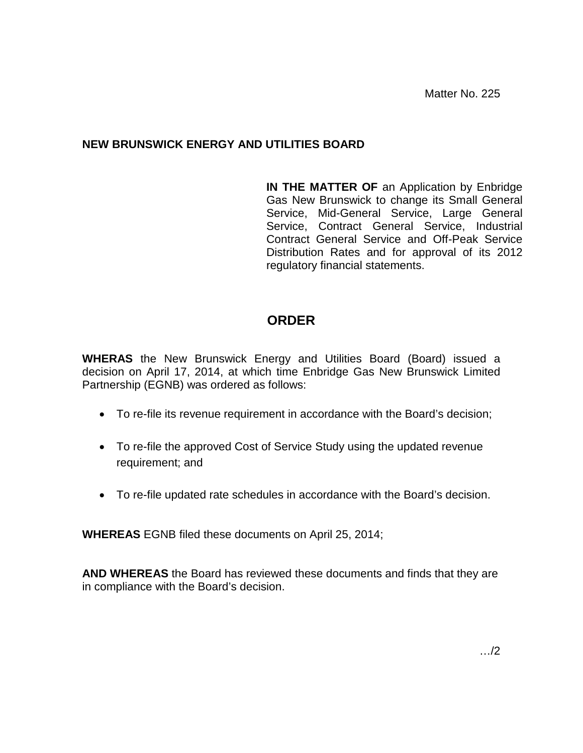Matter No. 225

**NEW BRUNSWICK ENERGY AND UTILITIES BOARD**

**IN THE MATTER OF** an Application by Enbridge Gas New Brunswick to change its Small General Service, Mid-General Service, Large General Service, Contract General Service, Industrial Contract General Service and Off-Peak Service Distribution Rates and for approval of its 2012 regulatory financial statements.

## ORDER

**WHERAS** the New Brunswick Energy and Utilities Board (Board) issued a decision on April 17, 2014, at which time Enbridge Gas New Brunswick Limited Partnership (EGNB) was ordered as follows:

- To re-file its revenue requirement in accordance with the Board's decision;
- To re-file the approved Cost of Service Study using the updated revenue requirement; and
- To re-file updated rate schedules in accordance with the Board's decision.

**WHEREAS** EGNB filed these documents on April 25, 2014;

**AND WHEREAS** the Board has reviewed these documents and finds that they are in compliance with the Board's decision.

…/2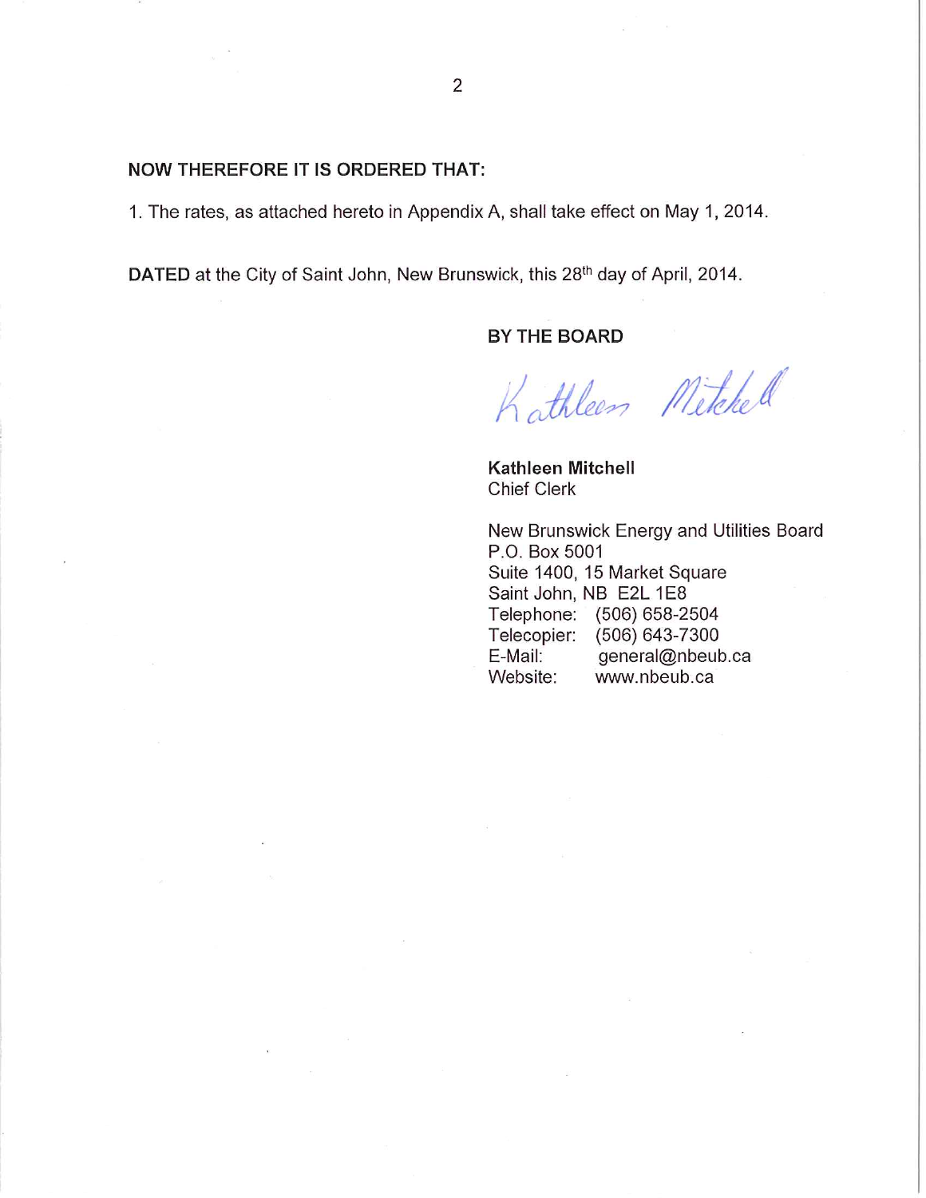**NOW THEREFORE IT IS ORDERED THAT:**

1. The rates, as attached hereto in Appendix A, shall take effect on May 1, 2014.

**DATED** at the City of Saint John, New Brunswick, this 28th day of April, 2014.

**BY THE BOARD**

Kathleen Mitchell

**Kathleen Mitchell**
Chief Clerk

New Brunswick Energy and Utilities Board
P.O. Box 5001
Suite 1400, 15 Market Square
Saint John, NB E2L 1E8
Telephone: (506) 658-2504
Telecopier: (506) 643-7300
E-Mail: general@nbeub.ca
Website: www.nbeub.ca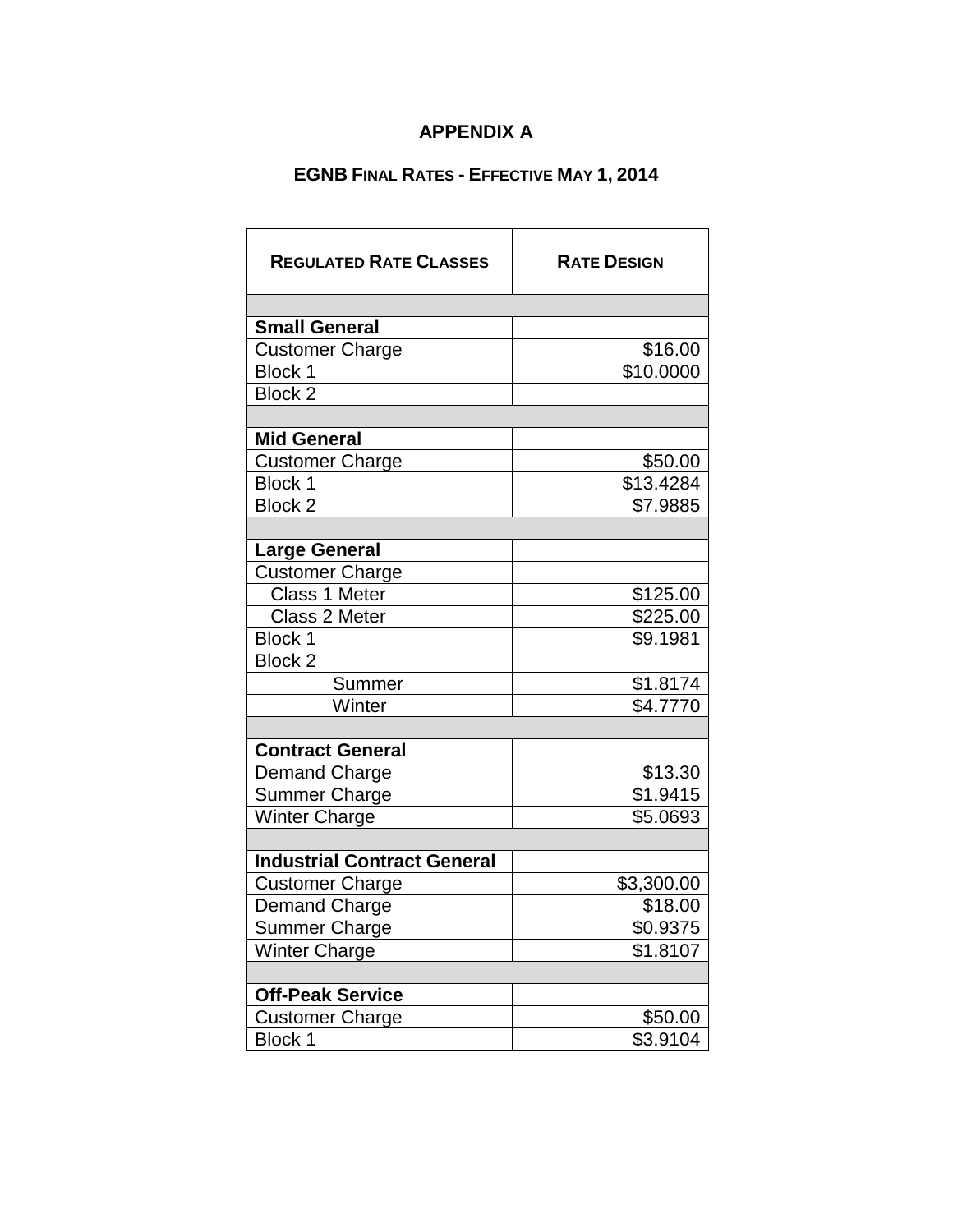# APPENDIX A

## EGNB FINAL RATES - EFFECTIVE MAY 1, 2014

| REGULATED RATE CLASSES | RATE DESIGN |
|---|---|
| | |
| **Small General** | |
| Customer Charge | $16.00 |
| Block 1 | $10.0000 |
| Block 2 | |
| | |
| **Mid General** | |
| Customer Charge | $50.00 |
| Block 1 | $13.4284 |
| Block 2 | $7.9885 |
| | |
| **Large General** | |
| Customer Charge | |
| Class 1 Meter | $125.00 |
| Class 2 Meter | $225.00 |
| Block 1 | $9.1981 |
| Block 2 | |
| Summer | $1.8174 |
| Winter | $4.7770 |
| | |
| **Contract General** | |
| Demand Charge | $13.30 |
| Summer Charge | $1.9415 |
| Winter Charge | $5.0693 |
| | |
| **Industrial Contract General** | |
| Customer Charge | $3,300.00 |
| Demand Charge | $18.00 |
| Summer Charge | $0.9375 |
| Winter Charge | $1.8107 |
| | |
| **Off-Peak Service** | |
| Customer Charge | $50.00 |
| Block 1 | $3.9104 |